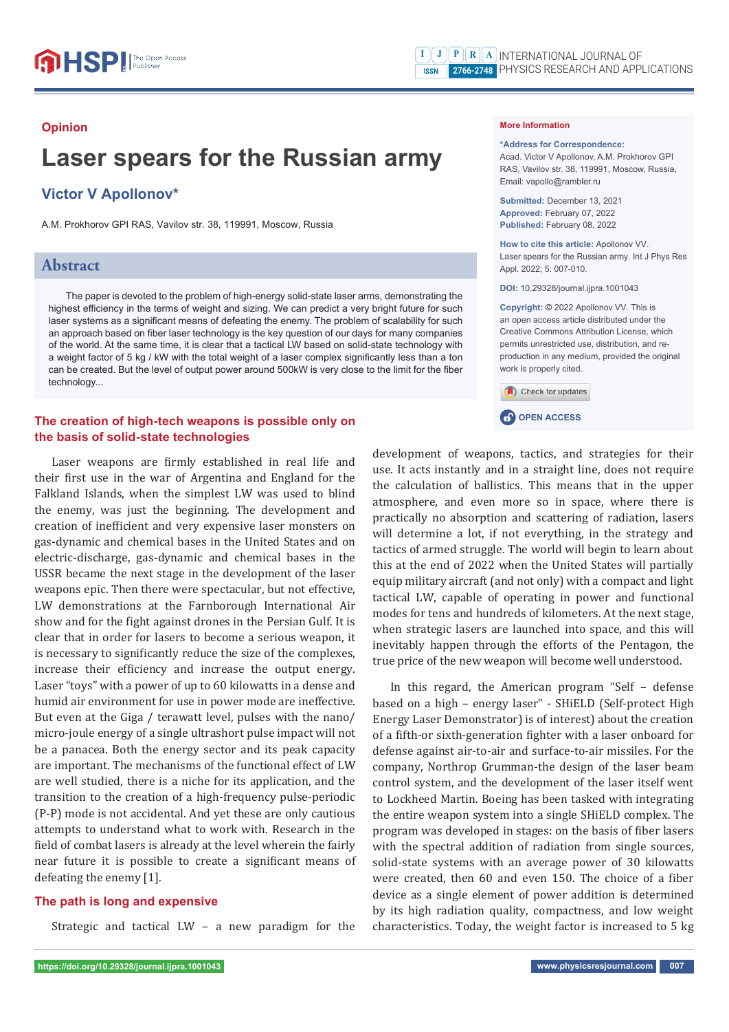Opinion

# Laser spears for the Russian army

**Victor V Apollonov***

A.M. Prokhorov GPI RAS, Vavilov str. 38, 119991, Moscow, Russia

## Abstract

The paper is devoted to the problem of high-energy solid-state laser arms, demonstrating the highest efficiency in the terms of weight and sizing. We can predict a very bright future for such laser systems as a significant means of defeating the enemy. The problem of scalability for such an approach based on fiber laser technology is the key question of our days for many companies of the world. At the same time, it is clear that a tactical LW based on solid-state technology with a weight factor of 5 kg / kW with the total weight of a laser complex significantly less than a ton can be created. But the level of output power around 500kW is very close to the limit for the fiber technology...

**More Information**

***Address for Correspondence:** Acad. Victor V Apollonov, A.M. Prokhorov GPI RAS, Vavilov str. 38, 119991, Moscow, Russia, Email: vapollo@rambler.ru

**Submitted:** December 13, 2021
**Approved:** February 07, 2022
**Published:** February 08, 2022

**How to cite this article:** Apollonov VV. Laser spears for the Russian army. Int J Phys Res Appl. 2022; 5: 007-010.

**DOI:** 10.29328/journal.ijpra.1001043

**Copyright:** © 2022 Apollonov VV. This is an open access article distributed under the Creative Commons Attribution License, which permits unrestricted use, distribution, and reproduction in any medium, provided the original work is properly cited.

OPEN ACCESS

## The creation of high-tech weapons is possible only on the basis of solid-state technologies

Laser weapons are firmly established in real life and their first use in the war of Argentina and England for the Falkland Islands, when the simplest LW was used to blind the enemy, was just the beginning. The development and creation of inefficient and very expensive laser monsters on gas-dynamic and chemical bases in the United States and on electric-discharge, gas-dynamic and chemical bases in the USSR became the next stage in the development of the laser weapons epic. Then there were spectacular, but not effective, LW demonstrations at the Farnborough International Air show and for the fight against drones in the Persian Gulf. It is clear that in order for lasers to become a serious weapon, it is necessary to significantly reduce the size of the complexes, increase their efficiency and increase the output energy. Laser "toys" with a power of up to 60 kilowatts in a dense and humid air environment for use in power mode are ineffective. But even at the Giga / terawatt level, pulses with the nano/micro-joule energy of a single ultrashort pulse impact will not be a panacea. Both the energy sector and its peak capacity are important. The mechanisms of the functional effect of LW are well studied, there is a niche for its application, and the transition to the creation of a high-frequency pulse-periodic (P-P) mode is not accidental. And yet these are only cautious attempts to understand what to work with. Research in the field of combat lasers is already at the level wherein the fairly near future it is possible to create a significant means of defeating the enemy [1].

## The path is long and expensive

Strategic and tactical LW – a new paradigm for the development of weapons, tactics, and strategies for their use. It acts instantly and in a straight line, does not require the calculation of ballistics. This means that in the upper atmosphere, and even more so in space, where there is practically no absorption and scattering of radiation, lasers will determine a lot, if not everything, in the strategy and tactics of armed struggle. The world will begin to learn about this at the end of 2022 when the United States will partially equip military aircraft (and not only) with a compact and light tactical LW, capable of operating in power and functional modes for tens and hundreds of kilometers. At the next stage, when strategic lasers are launched into space, and this will inevitably happen through the efforts of the Pentagon, the true price of the new weapon will become well understood.

In this regard, the American program "Self – defense based on a high – energy laser" - SHiELD (Self-protect High Energy Laser Demonstrator) is of interest) about the creation of a fifth-or sixth-generation fighter with a laser onboard for defense against air-to-air and surface-to-air missiles. For the company, Northrop Grumman-the design of the laser beam control system, and the development of the laser itself went to Lockheed Martin. Boeing has been tasked with integrating the entire weapon system into a single SHiELD complex. The program was developed in stages: on the basis of fiber lasers with the spectral addition of radiation from single sources, solid-state systems with an average power of 30 kilowatts were created, then 60 and even 150. The choice of a fiber device as a single element of power addition is determined by its high radiation quality, compactness, and low weight characteristics. Today, the weight factor is increased to 5 kg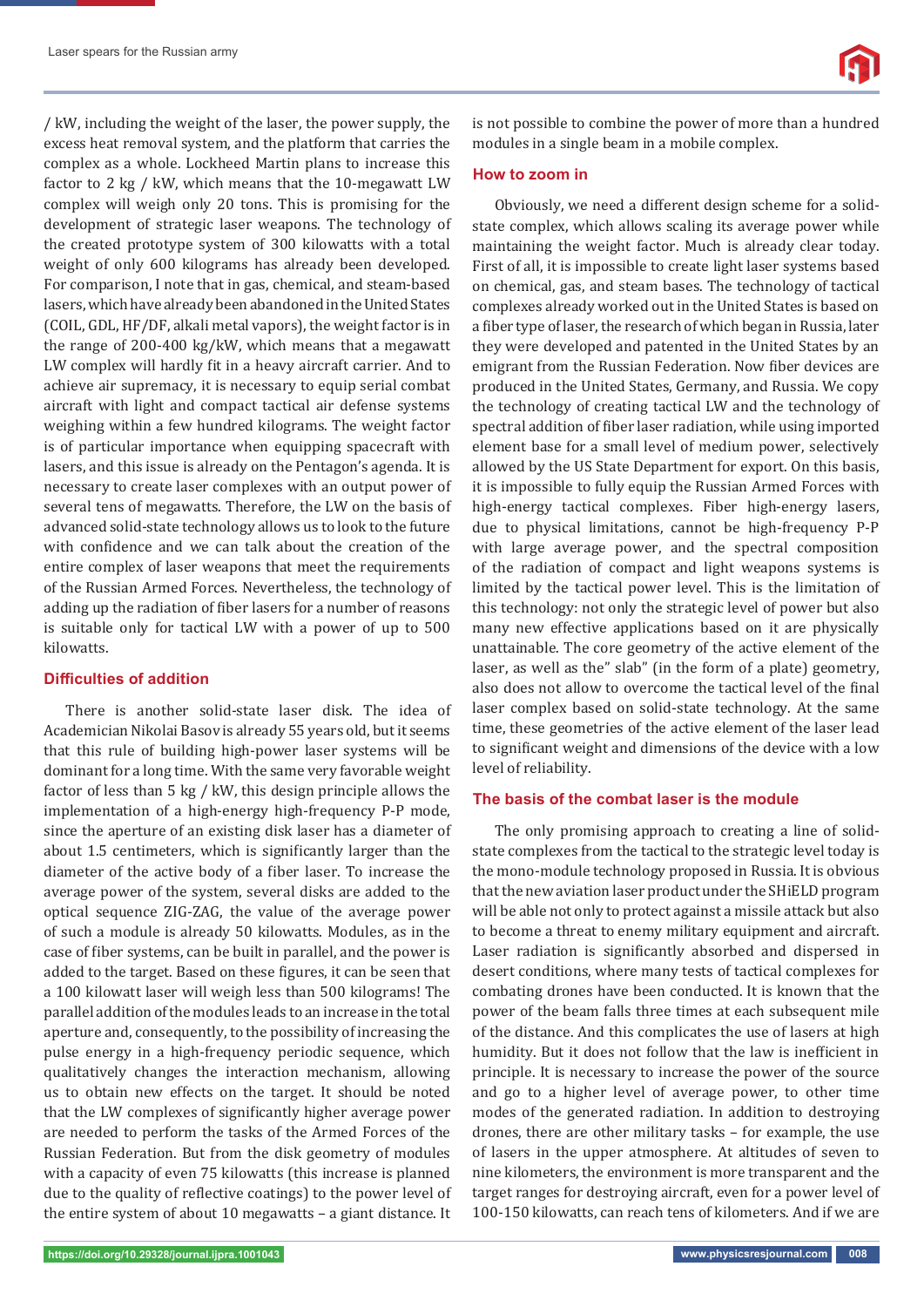/ kW, including the weight of the laser, the power supply, the excess heat removal system, and the platform that carries the complex as a whole. Lockheed Martin plans to increase this factor to 2 kg / kW, which means that the 10-megawatt LW complex will weigh only 20 tons. This is promising for the development of strategic laser weapons. The technology of the created prototype system of 300 kilowatts with a total weight of only 600 kilograms has already been developed. For comparison, I note that in gas, chemical, and steam-based lasers, which have already been abandoned in the United States (COIL, GDL, HF/DF, alkali metal vapors), the weight factor is in the range of 200-400 kg/kW, which means that a megawatt LW complex will hardly fit in a heavy aircraft carrier. And to achieve air supremacy, it is necessary to equip serial combat aircraft with light and compact tactical air defense systems weighing within a few hundred kilograms. The weight factor is of particular importance when equipping spacecraft with lasers, and this issue is already on the Pentagon's agenda. It is necessary to create laser complexes with an output power of several tens of megawatts. Therefore, the LW on the basis of advanced solid-state technology allows us to look to the future with confidence and we can talk about the creation of the entire complex of laser weapons that meet the requirements of the Russian Armed Forces. Nevertheless, the technology of adding up the radiation of fiber lasers for a number of reasons is suitable only for tactical LW with a power of up to 500 kilowatts.

### Difficulties of addition

There is another solid-state laser disk. The idea of Academician Nikolai Basov is already 55 years old, but it seems that this rule of building high-power laser systems will be dominant for a long time. With the same very favorable weight factor of less than 5 kg / kW, this design principle allows the implementation of a high-energy high-frequency P-P mode, since the aperture of an existing disk laser has a diameter of about 1.5 centimeters, which is significantly larger than the diameter of the active body of a fiber laser. To increase the average power of the system, several disks are added to the optical sequence ZIG-ZAG, the value of the average power of such a module is already 50 kilowatts. Modules, as in the case of fiber systems, can be built in parallel, and the power is added to the target. Based on these figures, it can be seen that a 100 kilowatt laser will weigh less than 500 kilograms! The parallel addition of the modules leads to an increase in the total aperture and, consequently, to the possibility of increasing the pulse energy in a high-frequency periodic sequence, which qualitatively changes the interaction mechanism, allowing us to obtain new effects on the target. It should be noted that the LW complexes of significantly higher average power are needed to perform the tasks of the Armed Forces of the Russian Federation. But from the disk geometry of modules with a capacity of even 75 kilowatts (this increase is planned due to the quality of reflective coatings) to the power level of the entire system of about 10 megawatts – a giant distance. It is not possible to combine the power of more than a hundred modules in a single beam in a mobile complex.

### How to zoom in

Obviously, we need a different design scheme for a solid-state complex, which allows scaling its average power while maintaining the weight factor. Much is already clear today. First of all, it is impossible to create light laser systems based on chemical, gas, and steam bases. The technology of tactical complexes already worked out in the United States is based on a fiber type of laser, the research of which began in Russia, later they were developed and patented in the United States by an emigrant from the Russian Federation. Now fiber devices are produced in the United States, Germany, and Russia. We copy the technology of creating tactical LW and the technology of spectral addition of fiber laser radiation, while using imported element base for a small level of medium power, selectively allowed by the US State Department for export. On this basis, it is impossible to fully equip the Russian Armed Forces with high-energy tactical complexes. Fiber high-energy lasers, due to physical limitations, cannot be high-frequency P-P with large average power, and the spectral composition of the radiation of compact and light weapons systems is limited by the tactical power level. This is the limitation of this technology: not only the strategic level of power but also many new effective applications based on it are physically unattainable. The core geometry of the active element of the laser, as well as the" slab" (in the form of a plate) geometry, also does not allow to overcome the tactical level of the final laser complex based on solid-state technology. At the same time, these geometries of the active element of the laser lead to significant weight and dimensions of the device with a low level of reliability.

### The basis of the combat laser is the module

The only promising approach to creating a line of solid-state complexes from the tactical to the strategic level today is the mono-module technology proposed in Russia. It is obvious that the new aviation laser product under the SHiELD program will be able not only to protect against a missile attack but also to become a threat to enemy military equipment and aircraft. Laser radiation is significantly absorbed and dispersed in desert conditions, where many tests of tactical complexes for combating drones have been conducted. It is known that the power of the beam falls three times at each subsequent mile of the distance. And this complicates the use of lasers at high humidity. But it does not follow that the law is inefficient in principle. It is necessary to increase the power of the source and go to a higher level of average power, to other time modes of the generated radiation. In addition to destroying drones, there are other military tasks – for example, the use of lasers in the upper atmosphere. At altitudes of seven to nine kilometers, the environment is more transparent and the target ranges for destroying aircraft, even for a power level of 100-150 kilowatts, can reach tens of kilometers. And if we are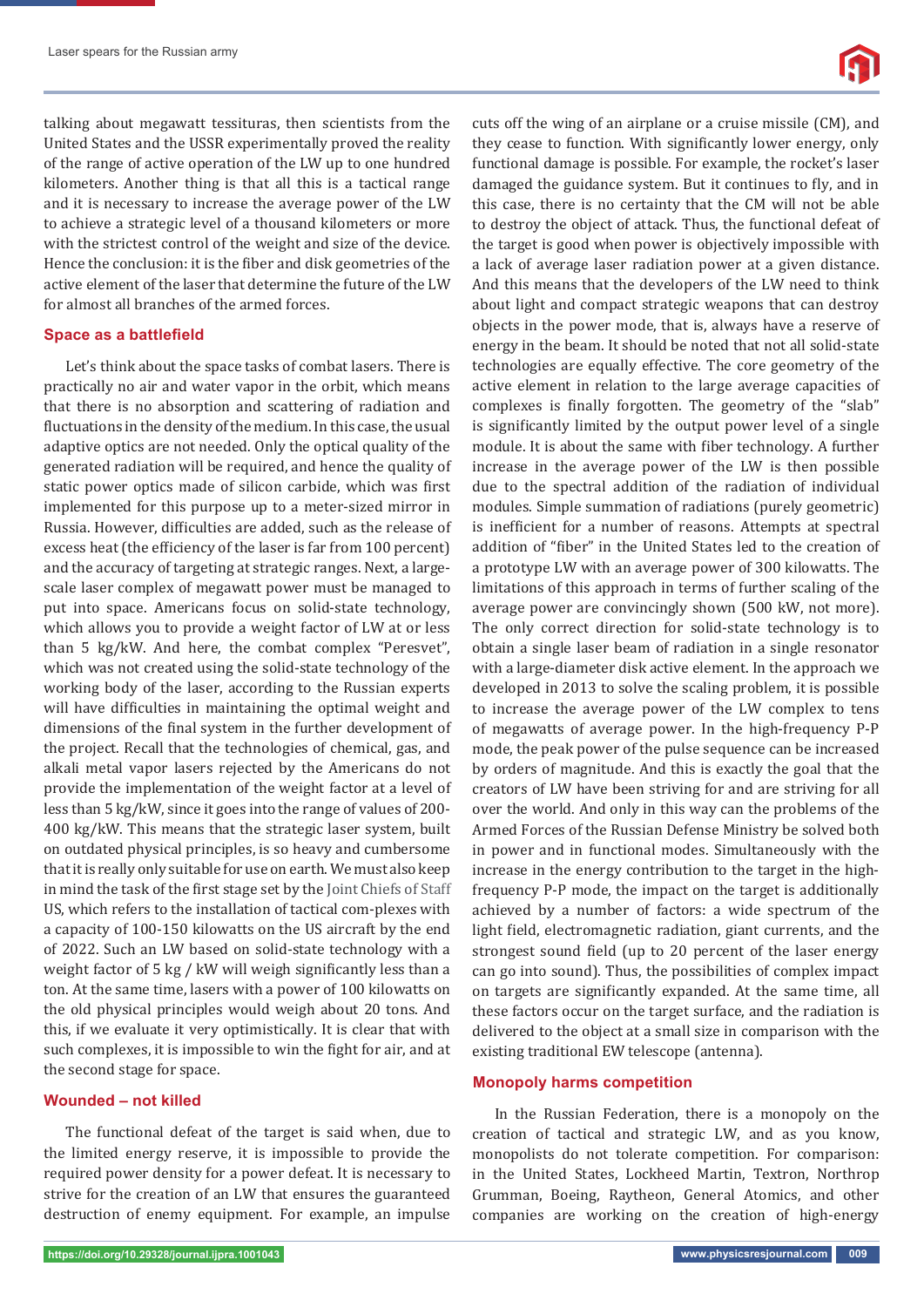talking about megawatt tessituras, then scientists from the United States and the USSR experimentally proved the reality of the range of active operation of the LW up to one hundred kilometers. Another thing is that all this is a tactical range and it is necessary to increase the average power of the LW to achieve a strategic level of a thousand kilometers or more with the strictest control of the weight and size of the device. Hence the conclusion: it is the fiber and disk geometries of the active element of the laser that determine the future of the LW for almost all branches of the armed forces.

## Space as a battlefield

Let's think about the space tasks of combat lasers. There is practically no air and water vapor in the orbit, which means that there is no absorption and scattering of radiation and fluctuations in the density of the medium. In this case, the usual adaptive optics are not needed. Only the optical quality of the generated radiation will be required, and hence the quality of static power optics made of silicon carbide, which was first implemented for this purpose up to a meter-sized mirror in Russia. However, difficulties are added, such as the release of excess heat (the efficiency of the laser is far from 100 percent) and the accuracy of targeting at strategic ranges. Next, a large-scale laser complex of megawatt power must be managed to put into space. Americans focus on solid-state technology, which allows you to provide a weight factor of LW at or less than 5 kg/kW. And here, the combat complex "Peresvet", which was not created using the solid-state technology of the working body of the laser, according to the Russian experts will have difficulties in maintaining the optimal weight and dimensions of the final system in the further development of the project. Recall that the technologies of chemical, gas, and alkali metal vapor lasers rejected by the Americans do not provide the implementation of the weight factor at a level of less than 5 kg/kW, since it goes into the range of values of 200-400 kg/kW. This means that the strategic laser system, built on outdated physical principles, is so heavy and cumbersome that it is really only suitable for use on earth. We must also keep in mind the task of the first stage set by the Joint Chiefs of Staff US, which refers to the installation of tactical com-plexes with a capacity of 100-150 kilowatts on the US aircraft by the end of 2022. Such an LW based on solid-state technology with a weight factor of 5 kg / kW will weigh significantly less than a ton. At the same time, lasers with a power of 100 kilowatts on the old physical principles would weigh about 20 tons. And this, if we evaluate it very optimistically. It is clear that with such complexes, it is impossible to win the fight for air, and at the second stage for space.

## Wounded – not killed

The functional defeat of the target is said when, due to the limited energy reserve, it is impossible to provide the required power density for a power defeat. It is necessary to strive for the creation of an LW that ensures the guaranteed destruction of enemy equipment. For example, an impulse cuts off the wing of an airplane or a cruise missile (CM), and they cease to function. With significantly lower energy, only functional damage is possible. For example, the rocket's laser damaged the guidance system. But it continues to fly, and in this case, there is no certainty that the CM will not be able to destroy the object of attack. Thus, the functional defeat of the target is good when power is objectively impossible with a lack of average laser radiation power at a given distance. And this means that the developers of the LW need to think about light and compact strategic weapons that can destroy objects in the power mode, that is, always have a reserve of energy in the beam. It should be noted that not all solid-state technologies are equally effective. The core geometry of the active element in relation to the large average capacities of complexes is finally forgotten. The geometry of the "slab" is significantly limited by the output power level of a single module. It is about the same with fiber technology. A further increase in the average power of the LW is then possible due to the spectral addition of the radiation of individual modules. Simple summation of radiations (purely geometric) is inefficient for a number of reasons. Attempts at spectral addition of "fiber" in the United States led to the creation of a prototype LW with an average power of 300 kilowatts. The limitations of this approach in terms of further scaling of the average power are convincingly shown (500 kW, not more). The only correct direction for solid-state technology is to obtain a single laser beam of radiation in a single resonator with a large-diameter disk active element. In the approach we developed in 2013 to solve the scaling problem, it is possible to increase the average power of the LW complex to tens of megawatts of average power. In the high-frequency P-P mode, the peak power of the pulse sequence can be increased by orders of magnitude. And this is exactly the goal that the creators of LW have been striving for and are striving for all over the world. And only in this way can the problems of the Armed Forces of the Russian Defense Ministry be solved both in power and in functional modes. Simultaneously with the increase in the energy contribution to the target in the high-frequency P-P mode, the impact on the target is additionally achieved by a number of factors: a wide spectrum of the light field, electromagnetic radiation, giant currents, and the strongest sound field (up to 20 percent of the laser energy can go into sound). Thus, the possibilities of complex impact on targets are significantly expanded. At the same time, all these factors occur on the target surface, and the radiation is delivered to the object at a small size in comparison with the existing traditional EW telescope (antenna).

## Monopoly harms competition

In the Russian Federation, there is a monopoly on the creation of tactical and strategic LW, and as you know, monopolists do not tolerate competition. For comparison: in the United States, Lockheed Martin, Textron, Northrop Grumman, Boeing, Raytheon, General Atomics, and other companies are working on the creation of high-energy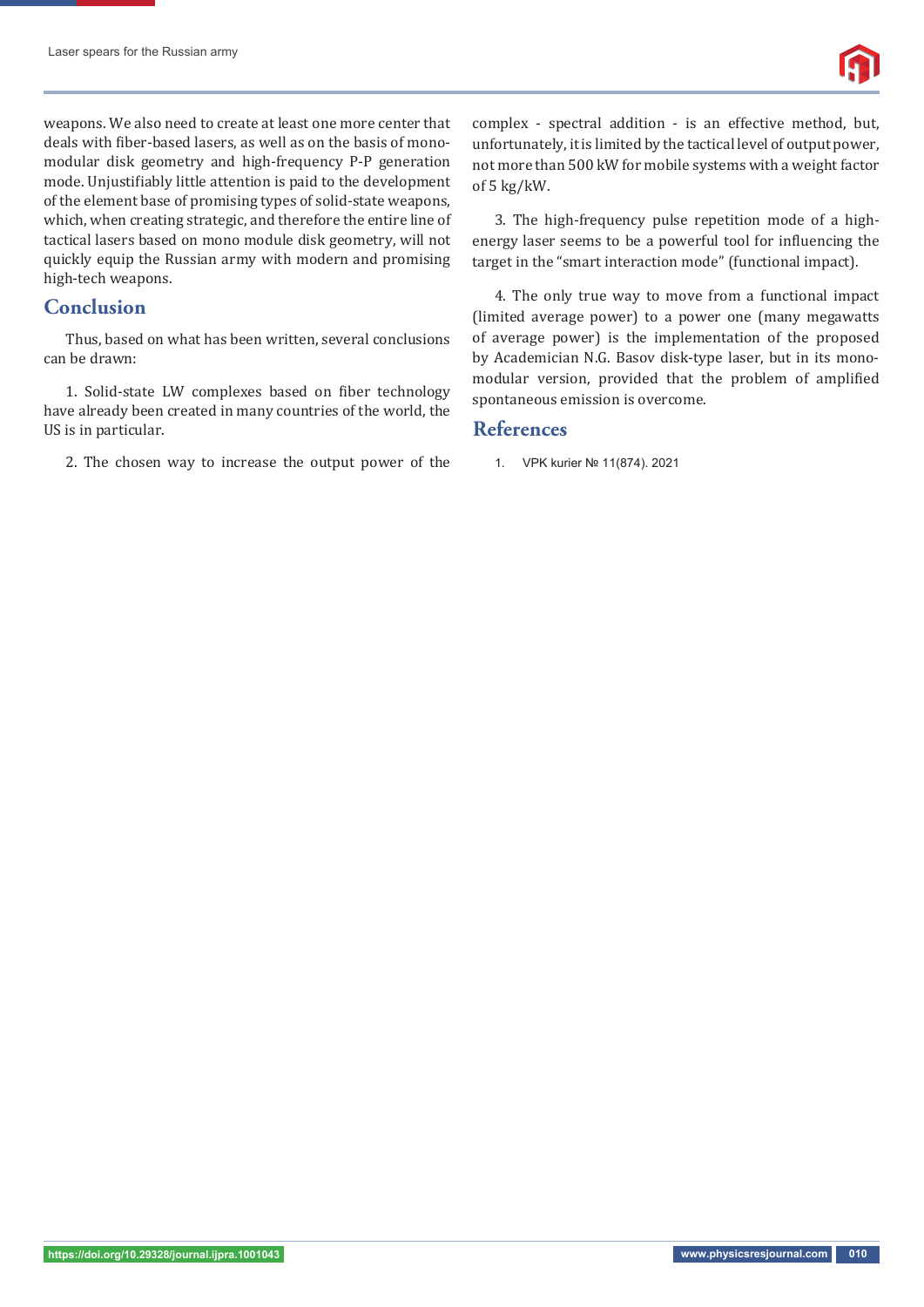weapons. We also need to create at least one more center that deals with fiber-based lasers, as well as on the basis of mono-modular disk geometry and high-frequency P-P generation mode. Unjustifiably little attention is paid to the development of the element base of promising types of solid-state weapons, which, when creating strategic, and therefore the entire line of tactical lasers based on mono module disk geometry, will not quickly equip the Russian army with modern and promising high-tech weapons.

## Conclusion

Thus, based on what has been written, several conclusions can be drawn:

1. Solid-state LW complexes based on fiber technology have already been created in many countries of the world, the US is in particular.

2. The chosen way to increase the output power of the complex - spectral addition - is an effective method, but, unfortunately, it is limited by the tactical level of output power, not more than 500 kW for mobile systems with a weight factor of 5 kg/kW.

3. The high-frequency pulse repetition mode of a high-energy laser seems to be a powerful tool for influencing the target in the "smart interaction mode" (functional impact).

4. The only true way to move from a functional impact (limited average power) to a power one (many megawatts of average power) is the implementation of the proposed by Academician N.G. Basov disk-type laser, but in its mono-modular version, provided that the problem of amplified spontaneous emission is overcome.

## References

1. VPK kurier № 11(874). 2021